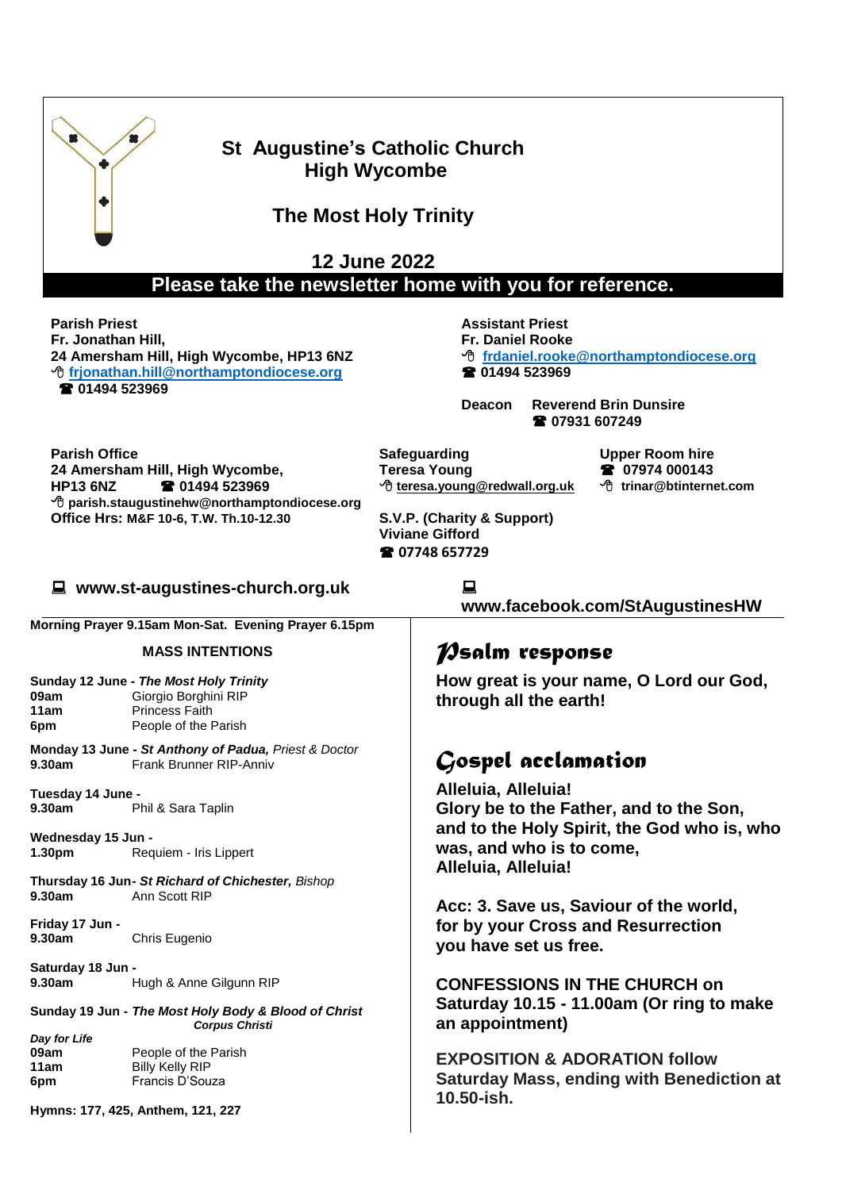# St Augustine's Catholic Church
# High Wycombe

## The Most Holy Trinity

## 12 June 2022

**Please take the newsletter home with you for reference.**

**Parish Priest**
**Fr. Jonathan Hill,**
**24 Amersham Hill, High Wycombe, HP13 6NZ**
**frjonathan.hill@northamptondiocese.org**
**01494 523969**

**Assistant Priest**
**Fr. Daniel Rooke**
**frdaniel.rooke@northamptondiocese.org**
**01494 523969**

**Deacon** **Reverend Brin Dunsire**
**07931 607249**

**Parish Office**
**24 Amersham Hill, High Wycombe,**
**HP13 6NZ** **01494 523969**
**parish.staugustinehw@northamptondiocese.org**
**Office Hrs: M&F 10-6, T.W. Th.10-12.30**

**Safeguarding**
**Teresa Young**
**teresa.young@redwall.org.uk**

**Upper Room hire**
**07974 000143**
**trinar@btinternet.com**

**S.V.P. (Charity & Support)**
**Viviane Gifford**
**07748 657729**

**www.st-augustines-church.org.uk**

**www.facebook.com/StAugustinesHW**

**Morning Prayer 9.15am Mon-Sat. Evening Prayer 6.15pm**

### MASS INTENTIONS

**Sunday 12 June - *The Most Holy Trinity***
**09am** Giorgio Borghini RIP
**11am** Princess Faith
**6pm** People of the Parish

**Monday 13 June - *St Anthony of Padua,*** *Priest & Doctor*
**9.30am** Frank Brunner RIP-Anniv

**Tuesday 14 June -**
**9.30am** Phil & Sara Taplin

**Wednesday 15 Jun -**
**1.30pm** Requiem - Iris Lippert

**Thursday 16 Jun- *St Richard of Chichester,*** *Bishop*
**9.30am** Ann Scott RIP

**Friday 17 Jun -**
**9.30am** Chris Eugenio

**Saturday 18 Jun -**
**9.30am** Hugh & Anne Gilgunn RIP

**Sunday 19 Jun - *The Most Holy Body & Blood of Christ***
***Corpus Christi***
***Day for Life***
**09am** People of the Parish
**11am** Billy Kelly RIP
**6pm** Francis D'Souza

**Hymns: 177, 425, Anthem, 121, 227**

## Psalm response

**How great is your name, O Lord our God, through all the earth!**

## Gospel acclamation

**Alleluia, Alleluia!**
**Glory be to the Father, and to the Son, and to the Holy Spirit, the God who is, who was, and who is to come,**
**Alleluia, Alleluia!**

**Acc: 3. Save us, Saviour of the world, for by your Cross and Resurrection you have set us free.**

**CONFESSIONS IN THE CHURCH on Saturday 10.15 - 11.00am (Or ring to make an appointment)**

**EXPOSITION & ADORATION follow Saturday Mass, ending with Benediction at 10.50-ish.**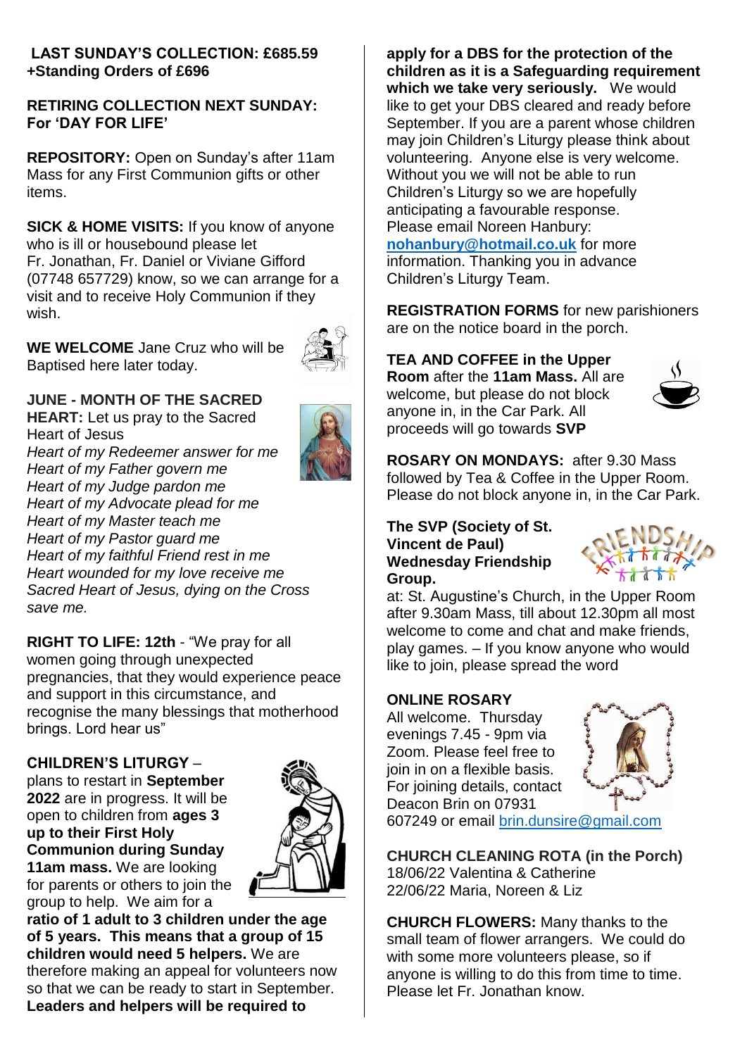**LAST SUNDAY'S COLLECTION: £685.59 +Standing Orders of £696**

**RETIRING COLLECTION NEXT SUNDAY: For 'DAY FOR LIFE'**

**REPOSITORY:** Open on Sunday's after 11am Mass for any First Communion gifts or other items.

**SICK & HOME VISITS:** If you know of anyone who is ill or housebound please let Fr. Jonathan, Fr. Daniel or Viviane Gifford (07748 657729) know, so we can arrange for a visit and to receive Holy Communion if they wish.

**WE WELCOME** Jane Cruz who will be Baptised here later today.

**JUNE - MONTH OF THE SACRED HEART:** Let us pray to the Sacred Heart of Jesus

*Heart of my Redeemer answer for me*
*Heart of my Father govern me*
*Heart of my Judge pardon me*
*Heart of my Advocate plead for me*
*Heart of my Master teach me*
*Heart of my Pastor guard me*
*Heart of my faithful Friend rest in me*
*Heart wounded for my love receive me*
*Sacred Heart of Jesus, dying on the Cross save me.*

**RIGHT TO LIFE: 12th** - "We pray for all women going through unexpected pregnancies, that they would experience peace and support in this circumstance, and recognise the many blessings that motherhood brings. Lord hear us"

**CHILDREN'S LITURGY** – plans to restart in **September 2022** are in progress. It will be open to children from **ages 3 up to their First Holy Communion during Sunday 11am mass.** We are looking for parents or others to join the group to help. We aim for a **ratio of 1 adult to 3 children under the age of 5 years. This means that a group of 15 children would need 5 helpers.** We are therefore making an appeal for volunteers now so that we can be ready to start in September. **Leaders and helpers will be required to apply for a DBS for the protection of the children as it is a Safeguarding requirement which we take very seriously.** We would like to get your DBS cleared and ready before September. If you are a parent whose children may join Children's Liturgy please think about volunteering. Anyone else is very welcome. Without you we will not be able to run Children's Liturgy so we are hopefully anticipating a favourable response. Please email Noreen Hanbury: **nohanbury@hotmail.co.uk** for more information. Thanking you in advance Children's Liturgy Team.

**REGISTRATION FORMS** for new parishioners are on the notice board in the porch.

**TEA AND COFFEE in the Upper Room** after the **11am Mass.** All are welcome, but please do not block anyone in, in the Car Park. All proceeds will go towards **SVP**

**ROSARY ON MONDAYS:** after 9.30 Mass followed by Tea & Coffee in the Upper Room. Please do not block anyone in, in the Car Park.

**The SVP (Society of St. Vincent de Paul) Wednesday Friendship Group.**
at: St. Augustine's Church, in the Upper Room after 9.30am Mass, till about 12.30pm all most welcome to come and chat and make friends, play games. – If you know anyone who would like to join, please spread the word

**ONLINE ROSARY**
All welcome. Thursday evenings 7.45 - 9pm via Zoom. Please feel free to join in on a flexible basis. For joining details, contact Deacon Brin on 07931 607249 or email brin.dunsire@gmail.com

**CHURCH CLEANING ROTA (in the Porch)**
18/06/22 Valentina & Catherine
22/06/22 Maria, Noreen & Liz

**CHURCH FLOWERS:** Many thanks to the small team of flower arrangers. We could do with some more volunteers please, so if anyone is willing to do this from time to time. Please let Fr. Jonathan know.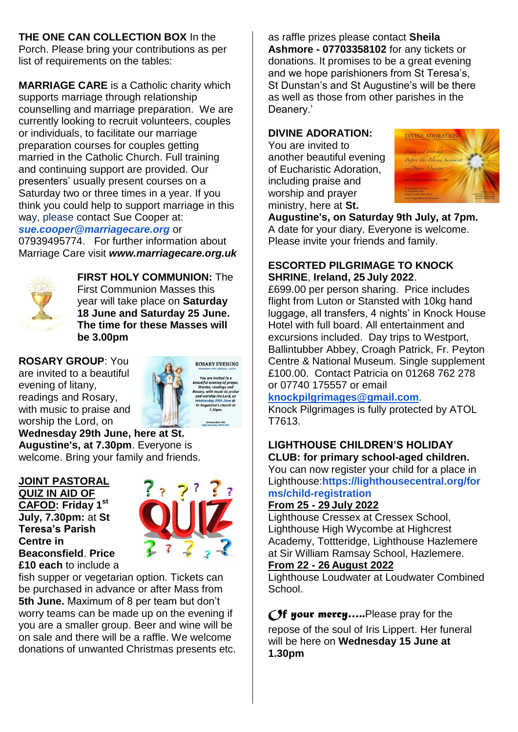**THE ONE CAN COLLECTION BOX** In the Porch. Please bring your contributions as per list of requirements on the tables:

**MARRIAGE CARE** is a Catholic charity which supports marriage through relationship counselling and marriage preparation. We are currently looking to recruit volunteers, couples or individuals, to facilitate our marriage preparation courses for couples getting married in the Catholic Church. Full training and continuing support are provided. Our presenters' usually present courses on a Saturday two or three times in a year. If you think you could help to support marriage in this way, please contact Sue Cooper at: ***sue.cooper@marriagecare.org*** or 07939495774. For further information about Marriage Care visit ***www.marriagecare.org.uk***

**FIRST HOLY COMMUNION:** The First Communion Masses this year will take place on **Saturday 18 June and Saturday 25 June. The time for these Masses will be 3.00pm**

**ROSARY GROUP**: You are invited to a beautiful evening of litany, readings and Rosary, with music to praise and worship the Lord, on **Wednesday 29th June, here at St. Augustine's, at 7.30pm**. Everyone is welcome. Bring your family and friends.

**JOINT PASTORAL QUIZ IN AID OF CAFOD: Friday 1st July, 7.30pm:** at **St Teresa's Parish Centre in Beaconsfield**. **Price £10 each** to include a fish supper or vegetarian option. Tickets can be purchased in advance or after Mass from **5th June.** Maximum of 8 per team but don't worry teams can be made up on the evening if you are a smaller group. Beer and wine will be on sale and there will be a raffle. We welcome donations of unwanted Christmas presents etc. as raffle prizes please contact **Sheila Ashmore - 07703358102** for any tickets or donations. It promises to be a great evening and we hope parishioners from St Teresa's, St Dunstan's and St Augustine's will be there as well as those from other parishes in the Deanery.'

**DIVINE ADORATION:** You are invited to another beautiful evening of Eucharistic Adoration, including praise and worship and prayer ministry, here at **St. Augustine's, on Saturday 9th July, at 7pm.** A date for your diary. Everyone is welcome. Please invite your friends and family.

**ESCORTED PILGRIMAGE TO KNOCK SHRINE**, **Ireland, 25 July 2022**.
£699.00 per person sharing. Price includes flight from Luton or Stansted with 10kg hand luggage, all transfers, 4 nights' in Knock House Hotel with full board. All entertainment and excursions included. Day trips to Westport, Ballintubber Abbey, Croagh Patrick, Fr. Peyton Centre & National Museum. Single supplement £100.00. Contact Patricia on 01268 762 278 or 07740 175557 or email **knockpilgrimages@gmail.com**.
Knock Pilgrimages is fully protected by ATOL T7613.

**LIGHTHOUSE CHILDREN'S HOLIDAY CLUB: for primary school-aged children.**
You can now register your child for a place in Lighthouse:**https://lighthousecentral.org/forms/child-registration**

**From 25 - 29 July 2022**
Lighthouse Cressex at Cressex School, Lighthouse High Wycombe at Highcrest Academy, Tottteridge, Lighthouse Hazlemere at Sir William Ramsay School, Hazlemere.

**From 22 - 26 August 2022**
Lighthouse Loudwater at Loudwater Combined School.

***Of your mercy…..***Please pray for the repose of the soul of Iris Lippert. Her funeral will be here on **Wednesday 15 June at 1.30pm**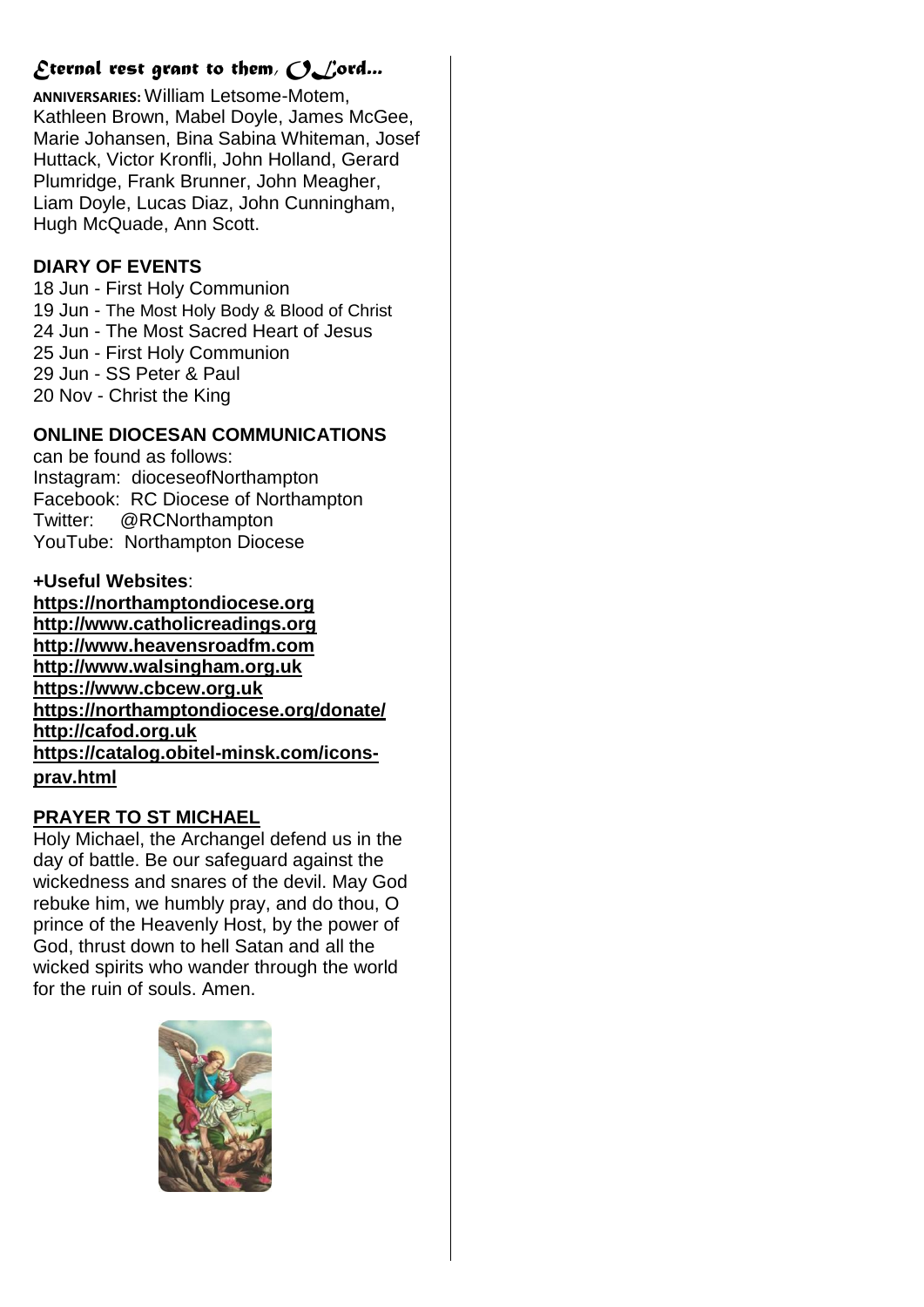## *Eternal rest grant to them, O Lord...*

**ANNIVERSARIES:** William Letsome-Motem, Kathleen Brown, Mabel Doyle, James McGee, Marie Johansen, Bina Sabina Whiteman, Josef Huttack, Victor Kronfli, John Holland, Gerard Plumridge, Frank Brunner, John Meagher, Liam Doyle, Lucas Diaz, John Cunningham, Hugh McQuade, Ann Scott.

**DIARY OF EVENTS**

18 Jun - First Holy Communion
19 Jun - The Most Holy Body & Blood of Christ
24 Jun - The Most Sacred Heart of Jesus
25 Jun - First Holy Communion
29 Jun - SS Peter & Paul
20 Nov - Christ the King

**ONLINE DIOCESAN COMMUNICATIONS** can be found as follows:
Instagram: dioceseofNorthampton
Facebook: RC Diocese of Northampton
Twitter: @RCNorthampton
YouTube: Northampton Diocese

**+Useful Websites**:
**https://northamptondiocese.org**
**http://www.catholicreadings.org**
**http://www.heavensroadfm.com**
**http://www.walsingham.org.uk**
**https://www.cbcew.org.uk**
**https://northamptondiocese.org/donate/**
**http://cafod.org.uk**
**https://catalog.obitel-minsk.com/icons-prav.html**

**PRAYER TO ST MICHAEL**

Holy Michael, the Archangel defend us in the day of battle. Be our safeguard against the wickedness and snares of the devil. May God rebuke him, we humbly pray, and do thou, O prince of the Heavenly Host, by the power of God, thrust down to hell Satan and all the wicked spirits who wander through the world for the ruin of souls. Amen.